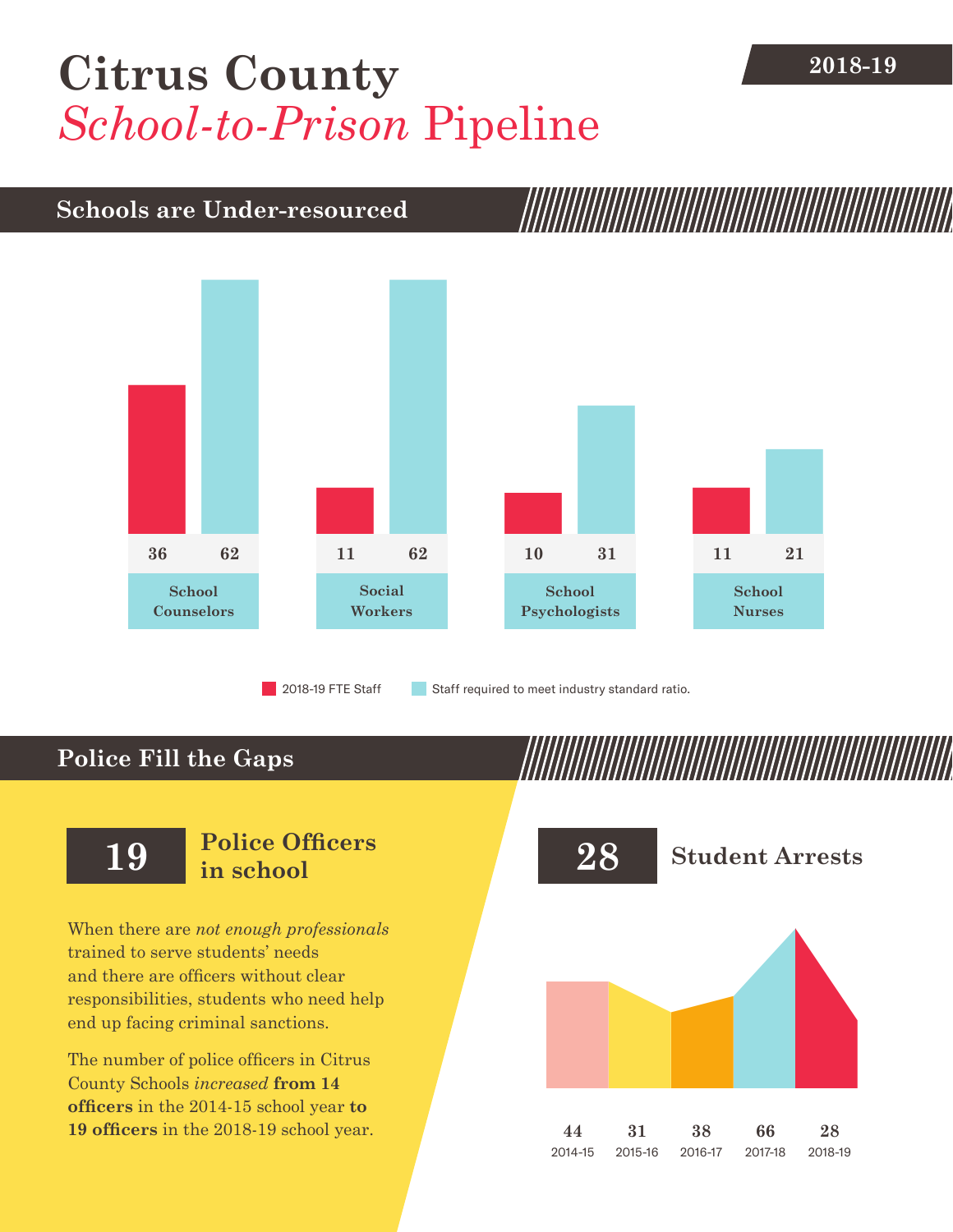# Citrus County *School-to-Prison* Pipeline

**2018-19**

## Schools are Under-resourced

| | 2018-19 FTE Staff | Staff required to meet industry standard ratio. |
|---|---|---|
| School Counselors | 36 | 62 |
| Social Workers | 11 | 62 |
| School Psychologists | 10 | 31 |
| School Nurses | 11 | 21 |

## Police Fill the Gaps

**19** **Police Officers in school**

When there are *not enough professionals* trained to serve students' needs and there are officers without clear responsibilities, students who need help end up facing criminal sanctions.

The number of police officers in Citrus County Schools *increased* **from 14 officers** in the 2014-15 school year **to 19 officers** in the 2018-19 school year.

**28** **Student Arrests**

| 2014-15 | 2015-16 | 2016-17 | 2017-18 | 2018-19 |
|---|---|---|---|---|
| 44 | 31 | 38 | 66 | 28 |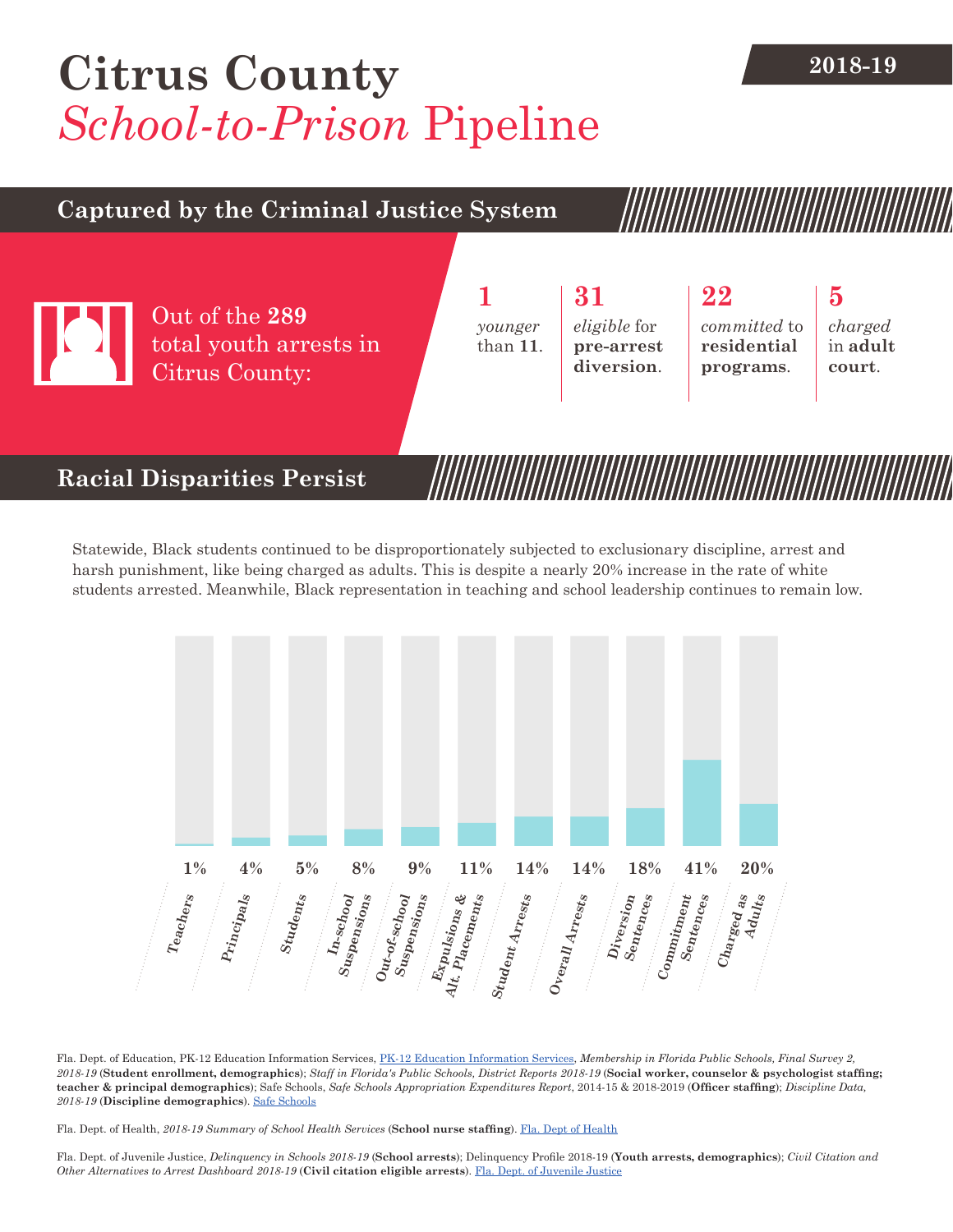# Citrus County *School-to-Prison* Pipeline

2018-19

## Captured by the Criminal Justice System

Out of the **289** total youth arrests in Citrus County:

**1** *younger* than **11**.

**31** *eligible* for **pre-arrest diversion**.

**22** *committed* to **residential programs**.

**5** *charged* in **adult court**.

## Racial Disparities Persist

Statewide, Black students continued to be disproportionately subjected to exclusionary discipline, arrest and harsh punishment, like being charged as adults. This is despite a nearly 20% increase in the rate of white students arrested. Meanwhile, Black representation in teaching and school leadership continues to remain low.

1% Teachers
4% Principals
5% Students
8% In-school Suspensions
9% Out-of-school Suspensions
11% Expulsions & Alt. Placements
14% Student Arrests
14% Overall Arrests
18% Diversion Sentences
41% Commitment Sentences
20% Charged as Adults

Fla. Dept. of Education, PK-12 Education Information Services, PK-12 Education Information Services, *Membership in Florida Public Schools, Final Survey 2, 2018-19* (**Student enrollment, demographics**); *Staff in Florida's Public Schools, District Reports 2018-19* (**Social worker, counselor & psychologist staffing; teacher & principal demographics**); Safe Schools, *Safe Schools Appropriation Expenditures Report*, 2014-15 & 2018-2019 (**Officer staffing**); *Discipline Data, 2018-19* (**Discipline demographics**). Safe Schools

Fla. Dept. of Health, *2018-19 Summary of School Health Services* (**School nurse staffing**). Fla. Dept of Health

Fla. Dept. of Juvenile Justice, *Delinquency in Schools 2018-19* (**School arrests**); Delinquency Profile 2018-19 (**Youth arrests, demographics**); *Civil Citation and Other Alternatives to Arrest Dashboard 2018-19* (**Civil citation eligible arrests**). Fla. Dept. of Juvenile Justice